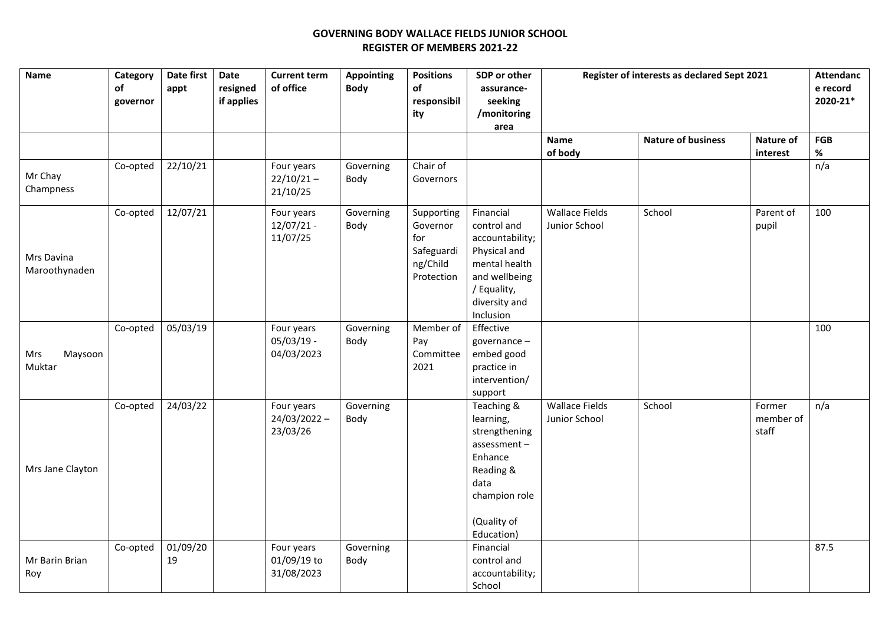# GOVERNING BODY WALLACE FIELDS JUNIOR SCHOOL
## REGISTER OF MEMBERS 2021-22

| Name | Category of governor | Date first appt | Date resigned if applies | Current term of office | Appointing Body | Positions of responsibility | SDP or other assurance-seeking /monitoring area | Register of interests as declared Sept 2021 | | | Attendance record 2020-21* |
|---|---|---|---|---|---|---|---|---|---|---|---|
| | | | | | | | | Name of body | Nature of business | Nature of interest | FGB % |
| Mr Chay Champness | Co-opted | 22/10/21 | | Four years 22/10/21 – 21/10/25 | Governing Body | Chair of Governors | | | | | n/a |
| Mrs Davina Maroothynaden | Co-opted | 12/07/21 | | Four years 12/07/21 - 11/07/25 | Governing Body | Supporting Governor for Safeguarding/Child Protection | Financial control and accountability; Physical and mental health and wellbeing / Equality, diversity and Inclusion | Wallace Fields Junior School | School | Parent of pupil | 100 |
| Mrs Maysoon Muktar | Co-opted | 05/03/19 | | Four years 05/03/19 - 04/03/2023 | Governing Body | Member of Pay Committee 2021 | Effective governance – embed good practice in intervention/ support | | | | 100 |
| Mrs Jane Clayton | Co-opted | 24/03/22 | | Four years 24/03/2022 – 23/03/26 | Governing Body | | Teaching & learning, strengthening assessment – Enhance Reading & data champion role (Quality of Education) | Wallace Fields Junior School | School | Former member of staff | n/a |
| Mr Barin Brian Roy | Co-opted | 01/09/2019 | | Four years 01/09/19 to 31/08/2023 | Governing Body | | Financial control and accountability; School | | | | 87.5 |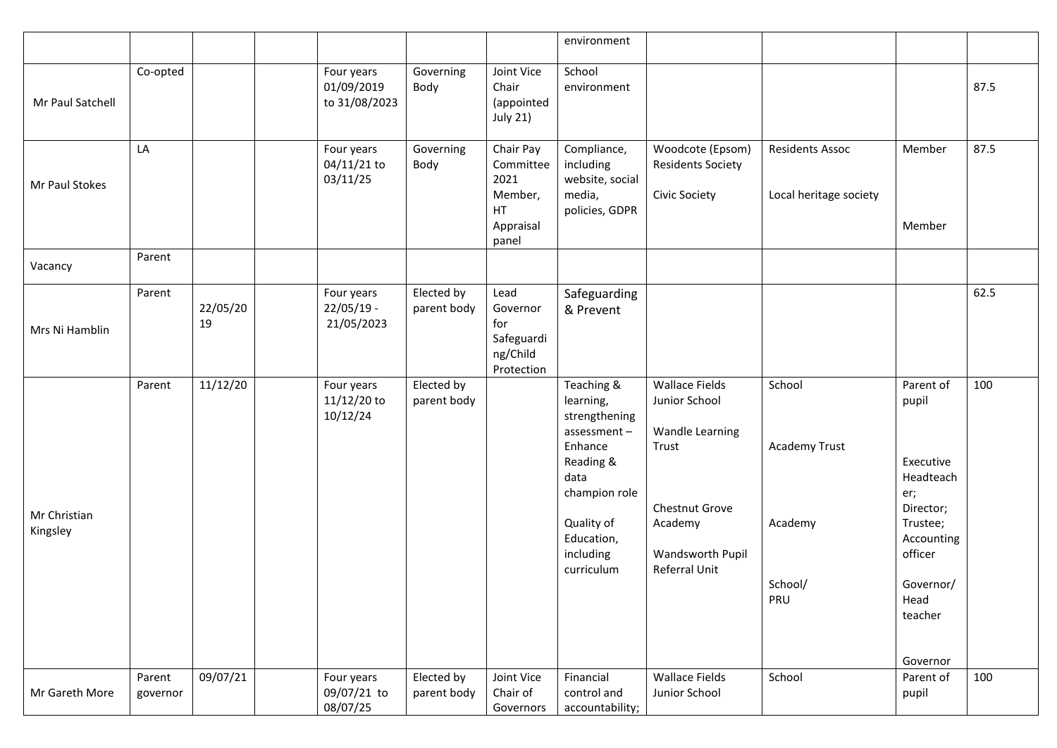| | | | | | | | | | | | |
|---|---|---|---|---|---|---|---|---|---|---|---|
| | | | | | | | environment | | | | |
| Mr Paul Satchell | Co-opted | | | Four years 01/09/2019 to 31/08/2023 | Governing Body | Joint Vice Chair (appointed July 21) | School environment | | | | 87.5 |
| Mr Paul Stokes | LA | | | Four years 04/11/21 to 03/11/25 | Governing Body | Chair Pay Committee 2021 Member, HT Appraisal panel | Compliance, including website, social media, policies, GDPR | Woodcote (Epsom) Residents Society<br><br>Civic Society | Residents Assoc<br><br>Local heritage society | Member<br><br>Member | 87.5 |
| Vacancy | Parent | | | | | | | | | | |
| Mrs Ni Hamblin | Parent | 22/05/2019 | | Four years 22/05/19 - 21/05/2023 | Elected by parent body | Lead Governor for Safeguarding/Child Protection | Safeguarding & Prevent | | | | 62.5 |
| Mr Christian Kingsley | Parent | 11/12/20 | | Four years 11/12/20 to 10/12/24 | Elected by parent body | | Teaching & learning, strengthening assessment – Enhance Reading & data champion role<br><br>Quality of Education, including curriculum | Wallace Fields Junior School<br><br>Wandle Learning Trust<br><br>Chestnut Grove Academy<br><br>Wandsworth Pupil Referral Unit | School<br><br>Academy Trust<br><br>Academy<br><br>School/ PRU | Parent of pupil<br><br>Executive Headteacher; Director; Trustee; Accounting officer<br><br>Governor/ Head teacher<br><br>Governor | 100 |
| Mr Gareth More | Parent governor | 09/07/21 | | Four years 09/07/21 to 08/07/25 | Elected by parent body | Joint Vice Chair of Governors | Financial control and accountability; | Wallace Fields Junior School | School | Parent of pupil | 100 |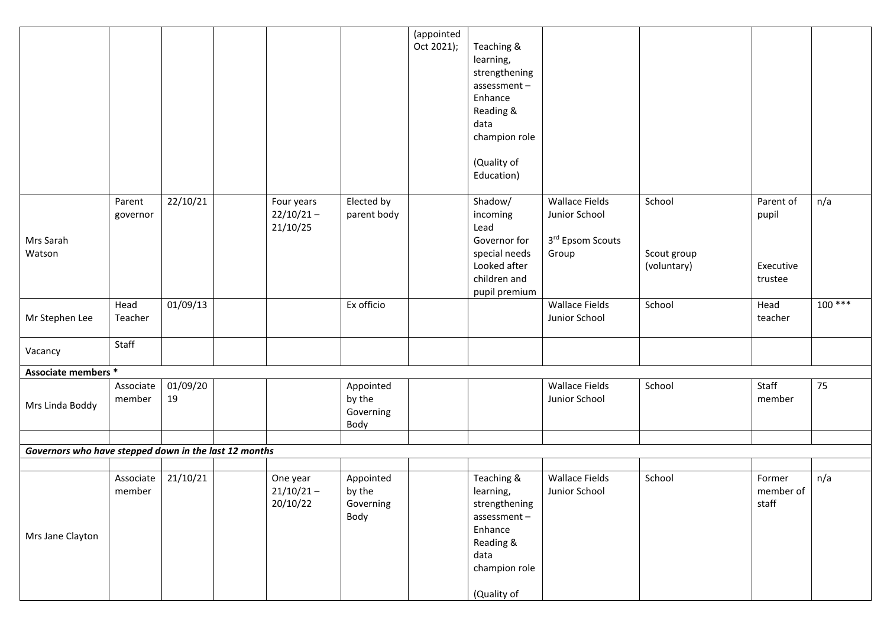| | | | | | | | | | | | |
|---|---|---|---|---|---|---|---|---|---|---|---|
| | | | | | | (appointed Oct 2021); | Teaching & learning, strengthening assessment – Enhance Reading & data champion role (Quality of Education) | | | | |
| Mrs Sarah Watson | Parent governor | 22/10/21 | | Four years 22/10/21 – 21/10/25 | Elected by parent body | | Shadow/ incoming Lead Governor for special needs Looked after children and pupil premium | Wallace Fields Junior School<br>3rd Epsom Scouts Group | School<br>Scout group (voluntary) | Parent of pupil<br>Executive trustee | n/a |
| Mr Stephen Lee | Head Teacher | 01/09/13 | | | Ex officio | | | Wallace Fields Junior School | School | Head teacher | 100 *** |
| Vacancy | Staff | | | | | | | | | | |
| **Associate members *** | | | | | | | | | | | |
| Mrs Linda Boddy | Associate member | 01/09/2019 | | | Appointed by the Governing Body | | | Wallace Fields Junior School | School | Staff member | 75 |
| | | | | | | | | | | | |
| ***Governors who have stepped down in the last 12 months*** | | | | | | | | | | | |
| | | | | | | | | | | | |
| Mrs Jane Clayton | Associate member | 21/10/21 | | One year 21/10/21 – 20/10/22 | Appointed by the Governing Body | | Teaching & learning, strengthening assessment – Enhance Reading & data champion role (Quality of | Wallace Fields Junior School | School | Former member of staff | n/a |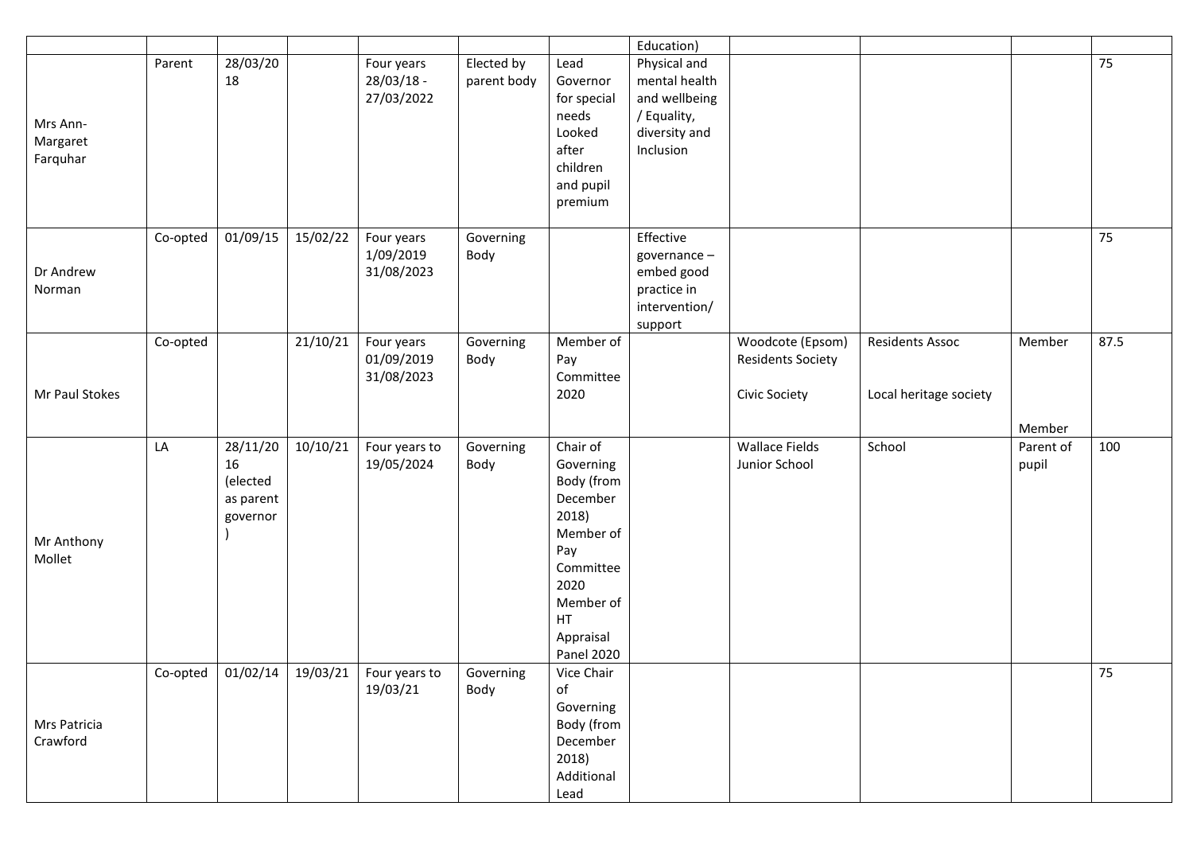| | | | | | | | | | | | |
|---|---|---|---|---|---|---|---|---|---|---|---|
| | | | | | | | Education) | | | | |
| Mrs Ann-Margaret Farquhar | Parent | 28/03/2018 | | Four years 28/03/18 - 27/03/2022 | Elected by parent body | Lead Governor for special needs Looked after children and pupil premium | Physical and mental health and wellbeing / Equality, diversity and Inclusion | | | | 75 |
| Dr Andrew Norman | Co-opted | 01/09/15 | 15/02/22 | Four years 1/09/2019 31/08/2023 | Governing Body | | Effective governance – embed good practice in intervention/ support | | | | 75 |
| Mr Paul Stokes | Co-opted | | 21/10/21 | Four years 01/09/2019 31/08/2023 | Governing Body | Member of Pay Committee 2020 | | Woodcote (Epsom) Residents Society<br><br>Civic Society | Residents Assoc<br><br>Local heritage society | Member<br><br>Member | 87.5 |
| Mr Anthony Mollet | LA | 28/11/2016 (elected as parent governor) | 10/10/21 | Four years to 19/05/2024 | Governing Body | Chair of Governing Body (from December 2018) Member of Pay Committee 2020 Member of HT Appraisal Panel 2020 | | Wallace Fields Junior School | School | Parent of pupil | 100 |
| Mrs Patricia Crawford | Co-opted | 01/02/14 | 19/03/21 | Four years to 19/03/21 | Governing Body | Vice Chair of Governing Body (from December 2018) Additional Lead | | | | | 75 |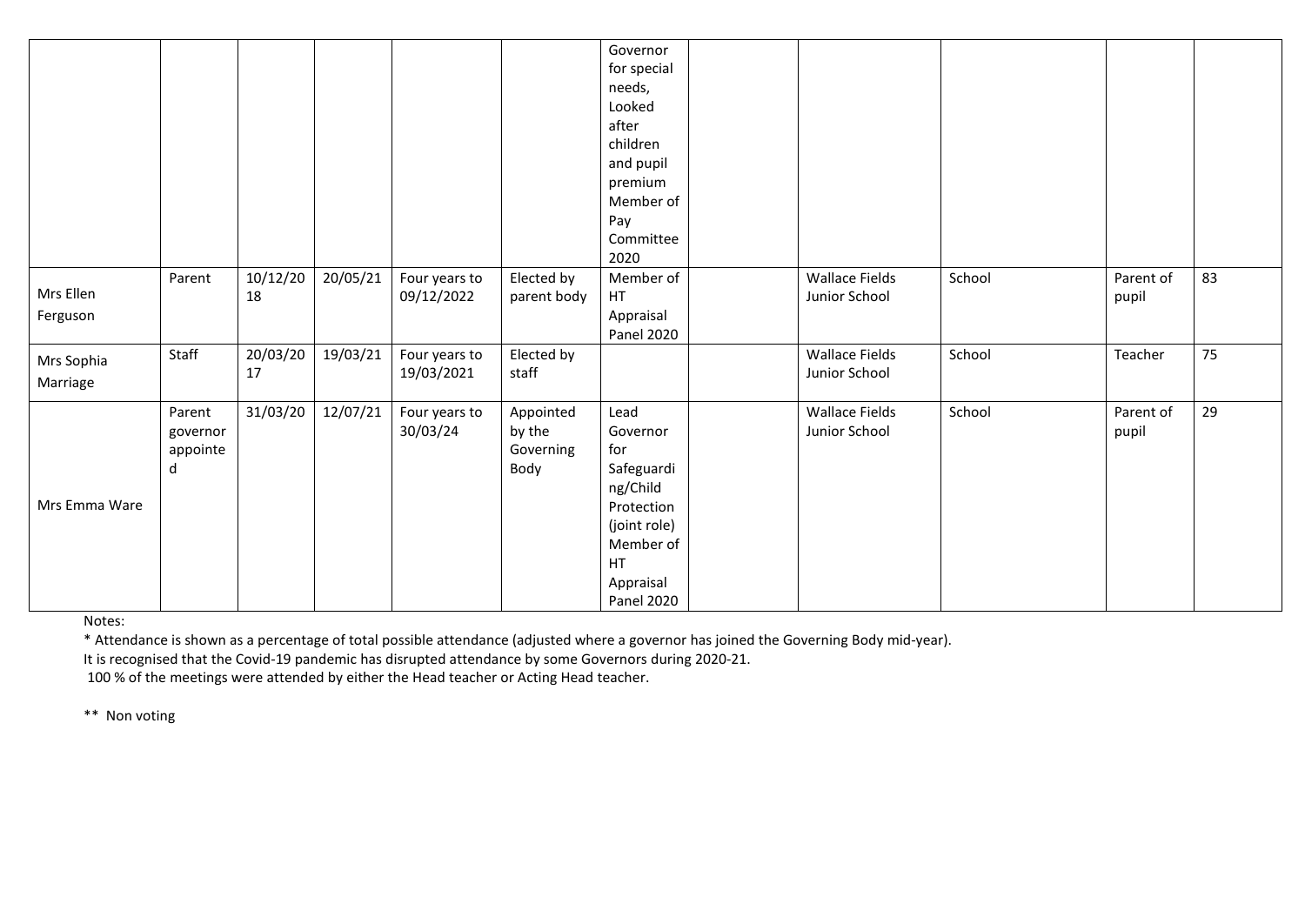| | | | | | | | | | | | |
|---|---|---|---|---|---|---|---|---|---|---|---|
| | | | | | | Governor for special needs, Looked after children and pupil premium Member of Pay Committee 2020 | | | | | |
| Mrs Ellen Ferguson | Parent | 10/12/2018 | 20/05/21 | Four years to 09/12/2022 | Elected by parent body | Member of HT Appraisal Panel 2020 | | Wallace Fields Junior School | School | Parent of pupil | 83 |
| Mrs Sophia Marriage | Staff | 20/03/2017 | 19/03/21 | Four years to 19/03/2021 | Elected by staff | | | Wallace Fields Junior School | School | Teacher | 75 |
| Mrs Emma Ware | Parent governor appointed | 31/03/20 | 12/07/21 | Four years to 30/03/24 | Appointed by the Governing Body | Lead Governor for Safeguarding/Child Protection (joint role) Member of HT Appraisal Panel 2020 | | Wallace Fields Junior School | School | Parent of pupil | 29 |

Notes:

* Attendance is shown as a percentage of total possible attendance (adjusted where a governor has joined the Governing Body mid-year).

It is recognised that the Covid-19 pandemic has disrupted attendance by some Governors during 2020-21.

100 % of the meetings were attended by either the Head teacher or Acting Head teacher.

** Non voting